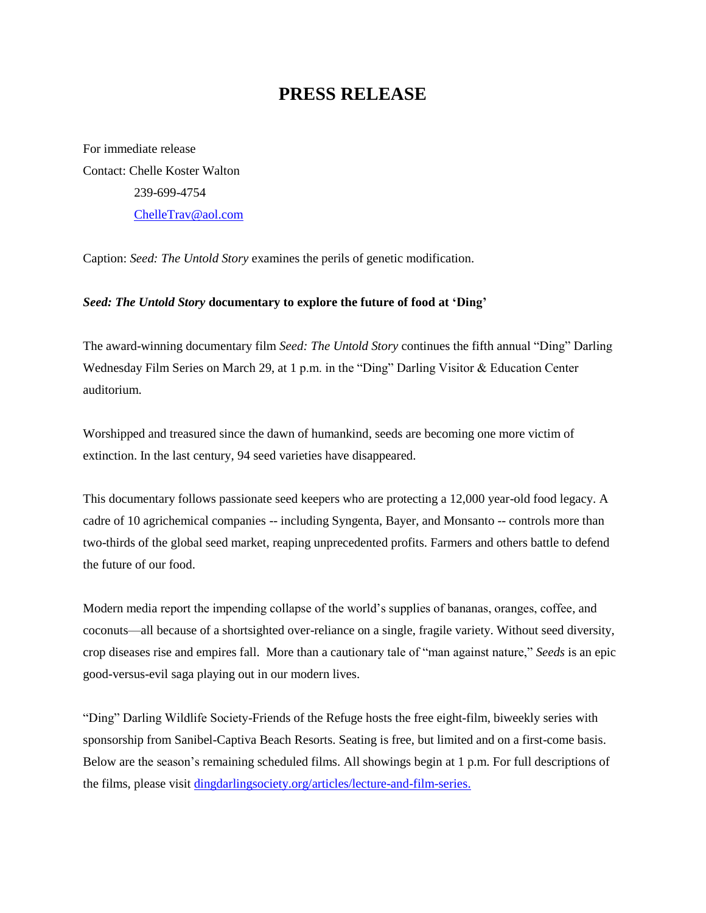# PRESS RELEASE

For immediate release

Contact: Chelle Koster Walton

239-699-4754

[ChelleTrav@aol.com](mailto:ChelleTrav@aol.com)

Caption: *Seed: The Untold Story* examines the perils of genetic modification.

***Seed: The Untold Story*** **documentary to explore the future of food at 'Ding'**

The award-winning documentary film *Seed: The Untold Story* continues the fifth annual "Ding" Darling Wednesday Film Series on March 29, at 1 p.m. in the "Ding" Darling Visitor & Education Center auditorium.

Worshipped and treasured since the dawn of humankind, seeds are becoming one more victim of extinction. In the last century, 94 seed varieties have disappeared.

This documentary follows passionate seed keepers who are protecting a 12,000 year-old food legacy. A cadre of 10 agrichemical companies -- including Syngenta, Bayer, and Monsanto -- controls more than two-thirds of the global seed market, reaping unprecedented profits. Farmers and others battle to defend the future of our food.

Modern media report the impending collapse of the world's supplies of bananas, oranges, coffee, and coconuts—all because of a shortsighted over-reliance on a single, fragile variety. Without seed diversity, crop diseases rise and empires fall. More than a cautionary tale of "man against nature," *Seeds* is an epic good-versus-evil saga playing out in our modern lives.

"Ding" Darling Wildlife Society-Friends of the Refuge hosts the free eight-film, biweekly series with sponsorship from Sanibel-Captiva Beach Resorts. Seating is free, but limited and on a first-come basis. Below are the season's remaining scheduled films. All showings begin at 1 p.m. For full descriptions of the films, please visit [dingdarlingsociety.org/articles/lecture-and-film-series.](dingdarlingsociety.org/articles/lecture-and-film-series)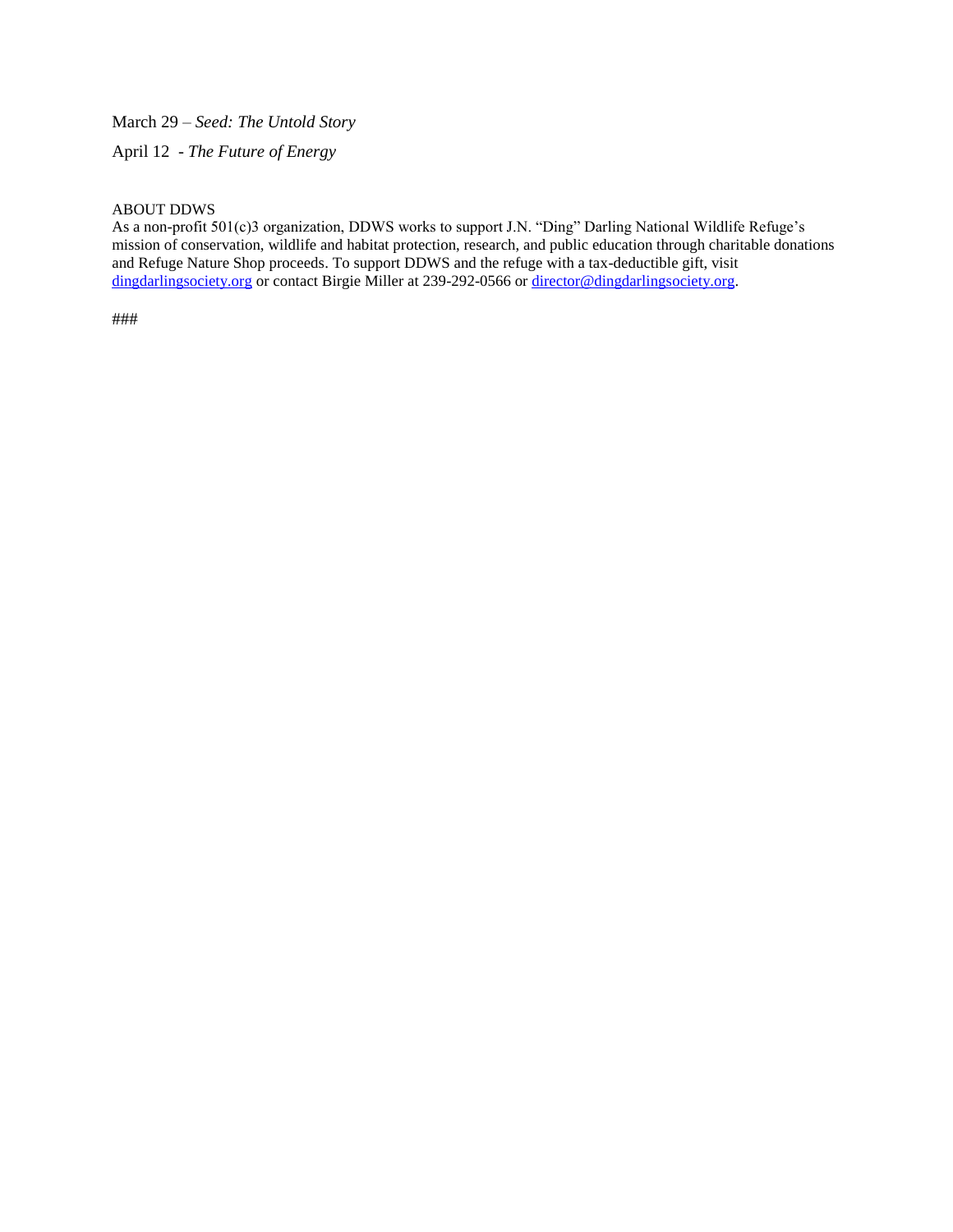March 29 – *Seed: The Untold Story*

April 12 - *The Future of Energy*

ABOUT DDWS

As a non-profit 501(c)3 organization, DDWS works to support J.N. "Ding" Darling National Wildlife Refuge's mission of conservation, wildlife and habitat protection, research, and public education through charitable donations and Refuge Nature Shop proceeds. To support DDWS and the refuge with a tax-deductible gift, visit dingdarlingsociety.org or contact Birgie Miller at 239-292-0566 or director@dingdarlingsociety.org.

###